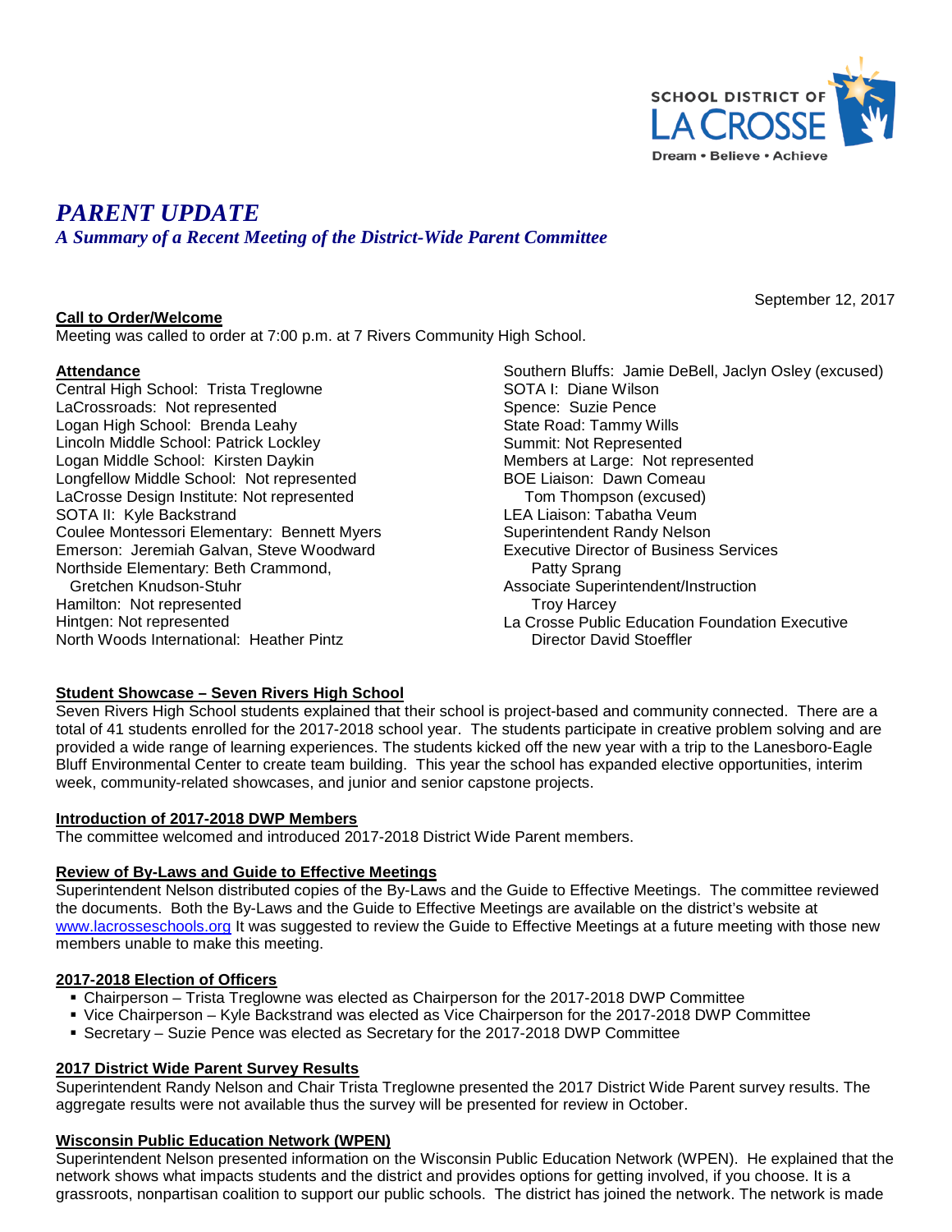# *PARENT UPDATE*

## *A Summary of a Recent Meeting of the District-Wide Parent Committee*

September 12, 2017

**Call to Order/Welcome**

Meeting was called to order at 7:00 p.m. at 7 Rivers Community High School.

**Attendance**

Central High School: Trista Treglowne
LaCrossroads: Not represented
Logan High School: Brenda Leahy
Lincoln Middle School: Patrick Lockley
Logan Middle School: Kirsten Daykin
Longfellow Middle School: Not represented
LaCrosse Design Institute: Not represented
SOTA II: Kyle Backstrand
Coulee Montessori Elementary: Bennett Myers
Emerson: Jeremiah Galvan, Steve Woodward
Northside Elementary: Beth Crammond, Gretchen Knudson-Stuhr
Hamilton: Not represented
Hintgen: Not represented
North Woods International: Heather Pintz
Southern Bluffs: Jamie DeBell, Jaclyn Osley (excused)
SOTA I: Diane Wilson
Spence: Suzie Pence
State Road: Tammy Wills
Summit: Not Represented
Members at Large: Not represented
BOE Liaison: Dawn Comeau
Tom Thompson (excused)
LEA Liaison: Tabatha Veum
Superintendent Randy Nelson
Executive Director of Business Services Patty Sprang
Associate Superintendent/Instruction Troy Harcey
La Crosse Public Education Foundation Executive Director David Stoeffler

**Student Showcase – Seven Rivers High School**

Seven Rivers High School students explained that their school is project-based and community connected. There are a total of 41 students enrolled for the 2017-2018 school year. The students participate in creative problem solving and are provided a wide range of learning experiences. The students kicked off the new year with a trip to the Lanesboro-Eagle Bluff Environmental Center to create team building. This year the school has expanded elective opportunities, interim week, community-related showcases, and junior and senior capstone projects.

**Introduction of 2017-2018 DWP Members**

The committee welcomed and introduced 2017-2018 District Wide Parent members.

**Review of By-Laws and Guide to Effective Meetings**

Superintendent Nelson distributed copies of the By-Laws and the Guide to Effective Meetings. The committee reviewed the documents. Both the By-Laws and the Guide to Effective Meetings are available on the district's website at www.lacrosseschools.org It was suggested to review the Guide to Effective Meetings at a future meeting with those new members unable to make this meeting.

**2017-2018 Election of Officers**

- Chairperson – Trista Treglowne was elected as Chairperson for the 2017-2018 DWP Committee
- Vice Chairperson – Kyle Backstrand was elected as Vice Chairperson for the 2017-2018 DWP Committee
- Secretary – Suzie Pence was elected as Secretary for the 2017-2018 DWP Committee

**2017 District Wide Parent Survey Results**

Superintendent Randy Nelson and Chair Trista Treglowne presented the 2017 District Wide Parent survey results. The aggregate results were not available thus the survey will be presented for review in October.

**Wisconsin Public Education Network (WPEN)**

Superintendent Nelson presented information on the Wisconsin Public Education Network (WPEN). He explained that the network shows what impacts students and the district and provides options for getting involved, if you choose. It is a grassroots, nonpartisan coalition to support our public schools. The district has joined the network. The network is made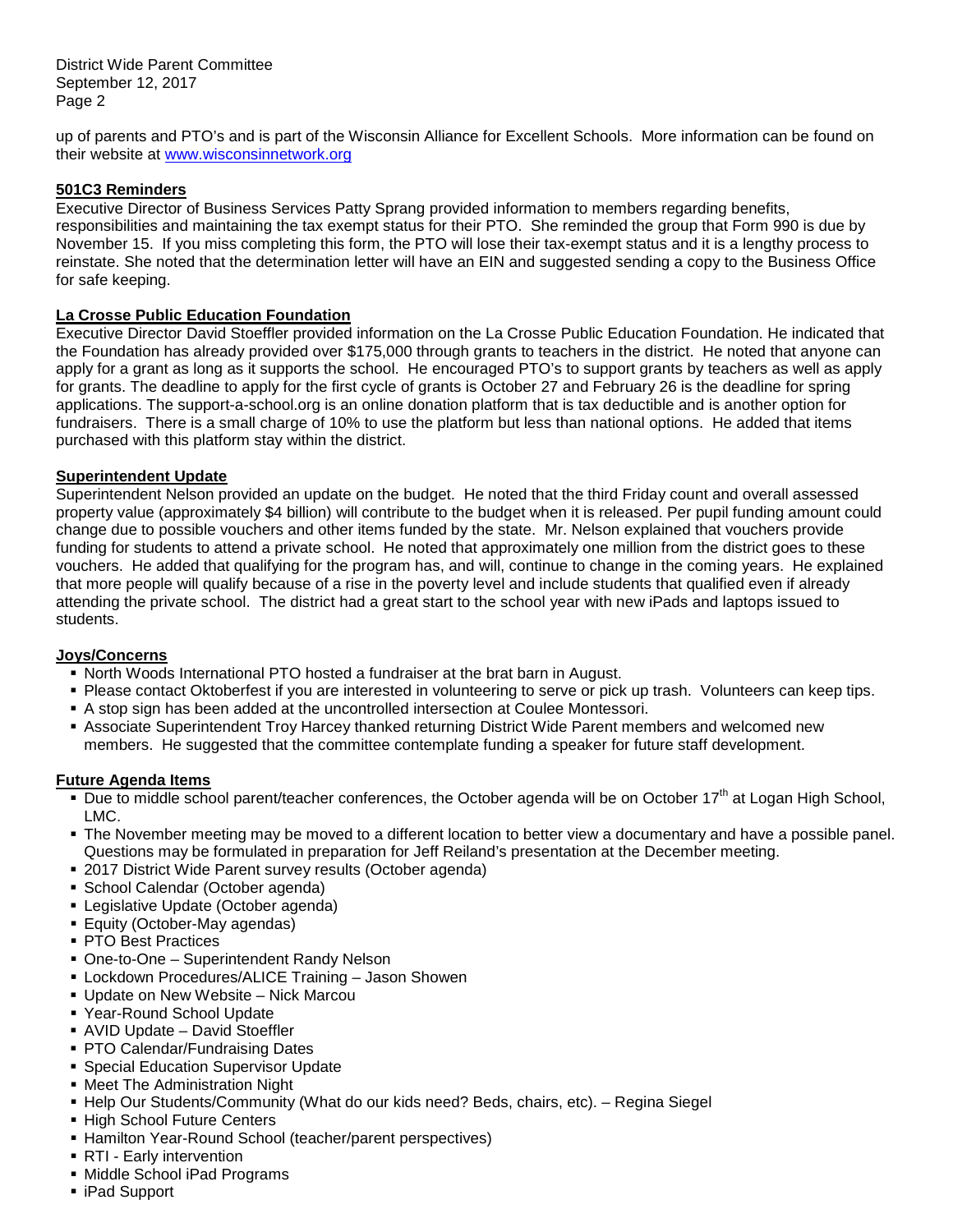up of parents and PTO's and is part of the Wisconsin Alliance for Excellent Schools. More information can be found on their website at www.wisconsinnetwork.org

**501C3 Reminders**

Executive Director of Business Services Patty Sprang provided information to members regarding benefits, responsibilities and maintaining the tax exempt status for their PTO. She reminded the group that Form 990 is due by November 15. If you miss completing this form, the PTO will lose their tax-exempt status and it is a lengthy process to reinstate. She noted that the determination letter will have an EIN and suggested sending a copy to the Business Office for safe keeping.

**La Crosse Public Education Foundation**

Executive Director David Stoeffler provided information on the La Crosse Public Education Foundation. He indicated that the Foundation has already provided over $175,000 through grants to teachers in the district. He noted that anyone can apply for a grant as long as it supports the school. He encouraged PTO's to support grants by teachers as well as apply for grants. The deadline to apply for the first cycle of grants is October 27 and February 26 is the deadline for spring applications. The support-a-school.org is an online donation platform that is tax deductible and is another option for fundraisers. There is a small charge of 10% to use the platform but less than national options. He added that items purchased with this platform stay within the district.

**Superintendent Update**

Superintendent Nelson provided an update on the budget. He noted that the third Friday count and overall assessed property value (approximately $4 billion) will contribute to the budget when it is released. Per pupil funding amount could change due to possible vouchers and other items funded by the state. Mr. Nelson explained that vouchers provide funding for students to attend a private school. He noted that approximately one million from the district goes to these vouchers. He added that qualifying for the program has, and will, continue to change in the coming years. He explained that more people will qualify because of a rise in the poverty level and include students that qualified even if already attending the private school. The district had a great start to the school year with new iPads and laptops issued to students.

**Joys/Concerns**

- North Woods International PTO hosted a fundraiser at the brat barn in August.
- Please contact Oktoberfest if you are interested in volunteering to serve or pick up trash. Volunteers can keep tips.
- A stop sign has been added at the uncontrolled intersection at Coulee Montessori.
- Associate Superintendent Troy Harcey thanked returning District Wide Parent members and welcomed new members. He suggested that the committee contemplate funding a speaker for future staff development.

**Future Agenda Items**

- Due to middle school parent/teacher conferences, the October agenda will be on October 17th at Logan High School, LMC.
- The November meeting may be moved to a different location to better view a documentary and have a possible panel. Questions may be formulated in preparation for Jeff Reiland's presentation at the December meeting.
- 2017 District Wide Parent survey results (October agenda)
- School Calendar (October agenda)
- Legislative Update (October agenda)
- Equity (October-May agendas)
- PTO Best Practices
- One-to-One – Superintendent Randy Nelson
- Lockdown Procedures/ALICE Training – Jason Showen
- Update on New Website – Nick Marcou
- Year-Round School Update
- AVID Update – David Stoeffler
- PTO Calendar/Fundraising Dates
- Special Education Supervisor Update
- Meet The Administration Night
- Help Our Students/Community (What do our kids need? Beds, chairs, etc). – Regina Siegel
- High School Future Centers
- Hamilton Year-Round School (teacher/parent perspectives)
- RTI - Early intervention
- Middle School iPad Programs
- iPad Support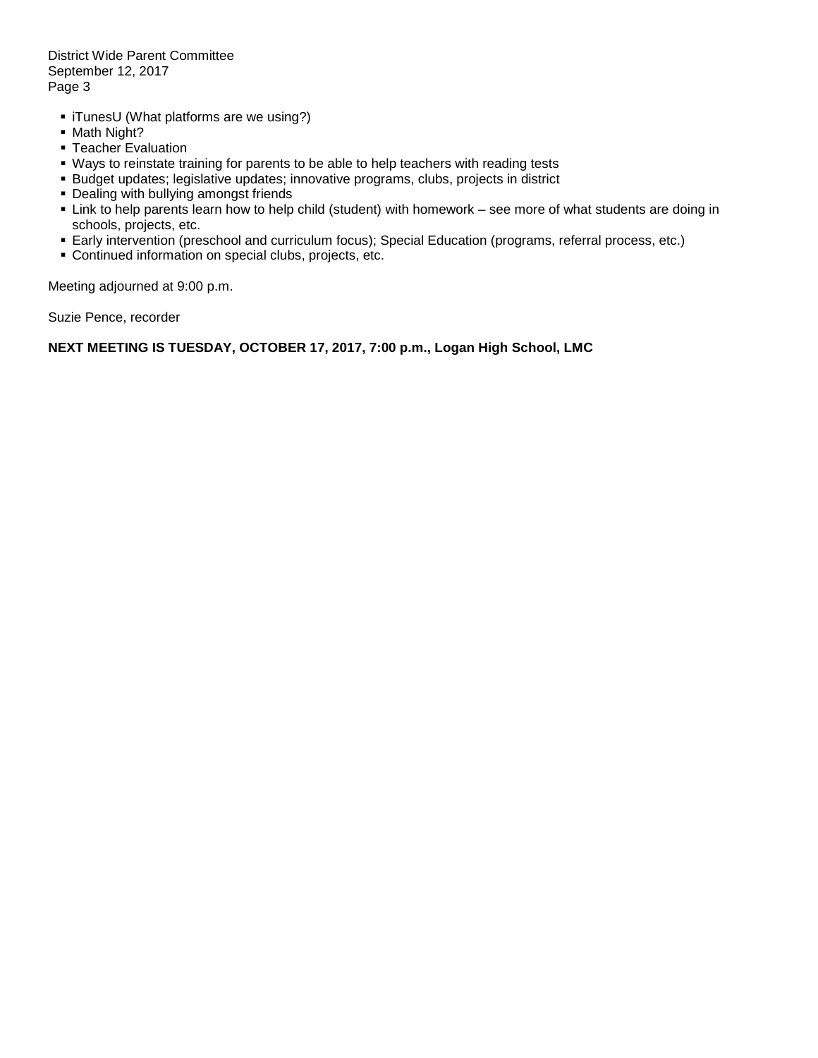- iTunesU (What platforms are we using?)
- Math Night?
- Teacher Evaluation
- Ways to reinstate training for parents to be able to help teachers with reading tests
- Budget updates; legislative updates; innovative programs, clubs, projects in district
- Dealing with bullying amongst friends
- Link to help parents learn how to help child (student) with homework – see more of what students are doing in schools, projects, etc.
- Early intervention (preschool and curriculum focus); Special Education (programs, referral process, etc.)
- Continued information on special clubs, projects, etc.

Meeting adjourned at 9:00 p.m.

Suzie Pence, recorder

**NEXT MEETING IS TUESDAY, OCTOBER 17, 2017, 7:00 p.m., Logan High School, LMC**